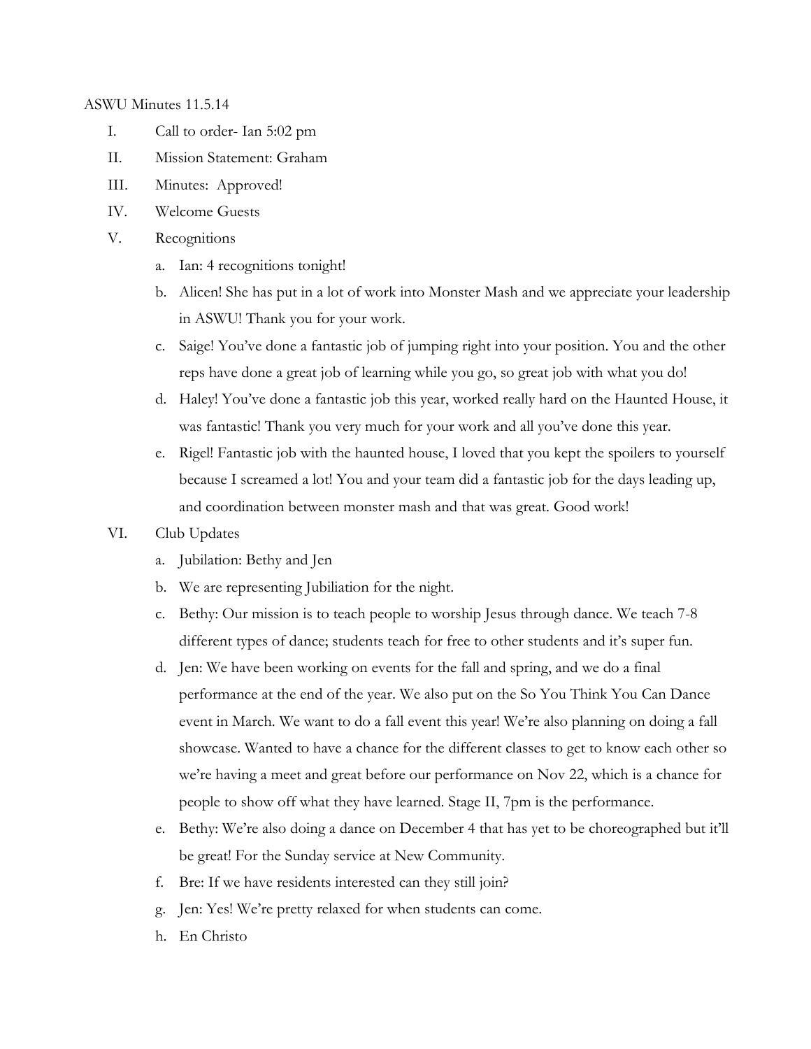ASWU Minutes 11.5.14

I. Call to order- Ian 5:02 pm

II. Mission Statement: Graham

III. Minutes: Approved!

IV. Welcome Guests

V. Recognitions

   a. Ian: 4 recognitions tonight!

   b. Alicen! She has put in a lot of work into Monster Mash and we appreciate your leadership in ASWU! Thank you for your work.

   c. Saige! You've done a fantastic job of jumping right into your position. You and the other reps have done a great job of learning while you go, so great job with what you do!

   d. Haley! You've done a fantastic job this year, worked really hard on the Haunted House, it was fantastic! Thank you very much for your work and all you've done this year.

   e. Rigel! Fantastic job with the haunted house, I loved that you kept the spoilers to yourself because I screamed a lot! You and your team did a fantastic job for the days leading up, and coordination between monster mash and that was great. Good work!

VI. Club Updates

   a. Jubilation: Bethy and Jen

   b. We are representing Jubiliation for the night.

   c. Bethy: Our mission is to teach people to worship Jesus through dance. We teach 7-8 different types of dance; students teach for free to other students and it's super fun.

   d. Jen: We have been working on events for the fall and spring, and we do a final performance at the end of the year. We also put on the So You Think You Can Dance event in March. We want to do a fall event this year! We're also planning on doing a fall showcase. Wanted to have a chance for the different classes to get to know each other so we're having a meet and great before our performance on Nov 22, which is a chance for people to show off what they have learned. Stage II, 7pm is the performance.

   e. Bethy: We're also doing a dance on December 4 that has yet to be choreographed but it'll be great! For the Sunday service at New Community.

   f. Bre: If we have residents interested can they still join?

   g. Jen: Yes! We're pretty relaxed for when students can come.

   h. En Christo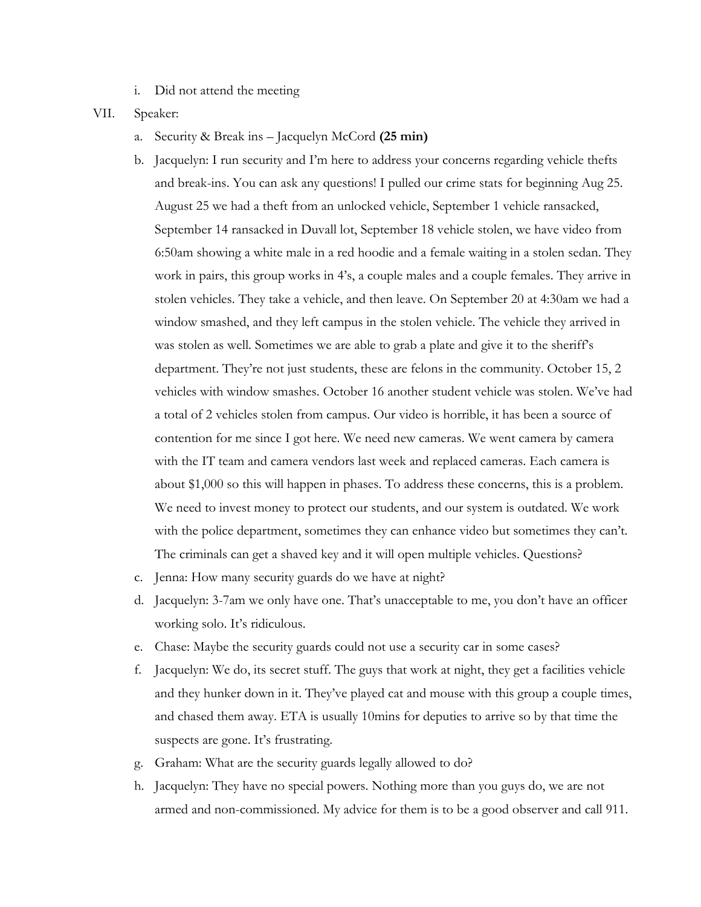i. Did not attend the meeting

VII. Speaker:

a. Security & Break ins – Jacquelyn McCord **(25 min)**

b. Jacquelyn: I run security and I'm here to address your concerns regarding vehicle thefts and break-ins. You can ask any questions! I pulled our crime stats for beginning Aug 25. August 25 we had a theft from an unlocked vehicle, September 1 vehicle ransacked, September 14 ransacked in Duvall lot, September 18 vehicle stolen, we have video from 6:50am showing a white male in a red hoodie and a female waiting in a stolen sedan. They work in pairs, this group works in 4's, a couple males and a couple females. They arrive in stolen vehicles. They take a vehicle, and then leave. On September 20 at 4:30am we had a window smashed, and they left campus in the stolen vehicle. The vehicle they arrived in was stolen as well. Sometimes we are able to grab a plate and give it to the sheriff's department. They're not just students, these are felons in the community. October 15, 2 vehicles with window smashes. October 16 another student vehicle was stolen. We've had a total of 2 vehicles stolen from campus. Our video is horrible, it has been a source of contention for me since I got here. We need new cameras. We went camera by camera with the IT team and camera vendors last week and replaced cameras. Each camera is about $1,000 so this will happen in phases. To address these concerns, this is a problem. We need to invest money to protect our students, and our system is outdated. We work with the police department, sometimes they can enhance video but sometimes they can't. The criminals can get a shaved key and it will open multiple vehicles. Questions?

c. Jenna: How many security guards do we have at night?

d. Jacquelyn: 3-7am we only have one. That's unacceptable to me, you don't have an officer working solo. It's ridiculous.

e. Chase: Maybe the security guards could not use a security car in some cases?

f. Jacquelyn: We do, its secret stuff. The guys that work at night, they get a facilities vehicle and they hunker down in it. They've played cat and mouse with this group a couple times, and chased them away. ETA is usually 10mins for deputies to arrive so by that time the suspects are gone. It's frustrating.

g. Graham: What are the security guards legally allowed to do?

h. Jacquelyn: They have no special powers. Nothing more than you guys do, we are not armed and non-commissioned. My advice for them is to be a good observer and call 911.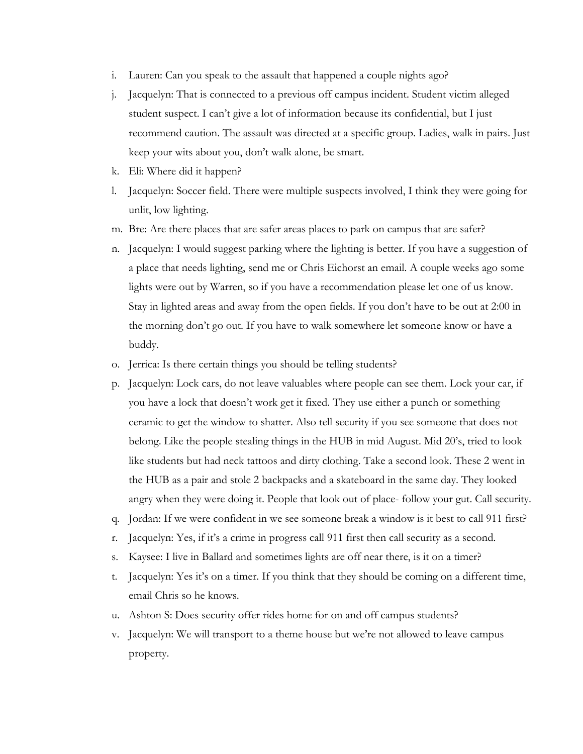i. Lauren: Can you speak to the assault that happened a couple nights ago?

j. Jacquelyn: That is connected to a previous off campus incident. Student victim alleged student suspect. I can't give a lot of information because its confidential, but I just recommend caution. The assault was directed at a specific group. Ladies, walk in pairs. Just keep your wits about you, don't walk alone, be smart.

k. Eli: Where did it happen?

l. Jacquelyn: Soccer field. There were multiple suspects involved, I think they were going for unlit, low lighting.

m. Bre: Are there places that are safer areas places to park on campus that are safer?

n. Jacquelyn: I would suggest parking where the lighting is better. If you have a suggestion of a place that needs lighting, send me or Chris Eichorst an email. A couple weeks ago some lights were out by Warren, so if you have a recommendation please let one of us know. Stay in lighted areas and away from the open fields. If you don't have to be out at 2:00 in the morning don't go out. If you have to walk somewhere let someone know or have a buddy.

o. Jerrica: Is there certain things you should be telling students?

p. Jacquelyn: Lock cars, do not leave valuables where people can see them. Lock your car, if you have a lock that doesn't work get it fixed. They use either a punch or something ceramic to get the window to shatter. Also tell security if you see someone that does not belong. Like the people stealing things in the HUB in mid August. Mid 20's, tried to look like students but had neck tattoos and dirty clothing. Take a second look. These 2 went in the HUB as a pair and stole 2 backpacks and a skateboard in the same day. They looked angry when they were doing it. People that look out of place- follow your gut. Call security.

q. Jordan: If we were confident in we see someone break a window is it best to call 911 first?

r. Jacquelyn: Yes, if it's a crime in progress call 911 first then call security as a second.

s. Kaysee: I live in Ballard and sometimes lights are off near there, is it on a timer?

t. Jacquelyn: Yes it's on a timer. If you think that they should be coming on a different time, email Chris so he knows.

u. Ashton S: Does security offer rides home for on and off campus students?

v. Jacquelyn: We will transport to a theme house but we're not allowed to leave campus property.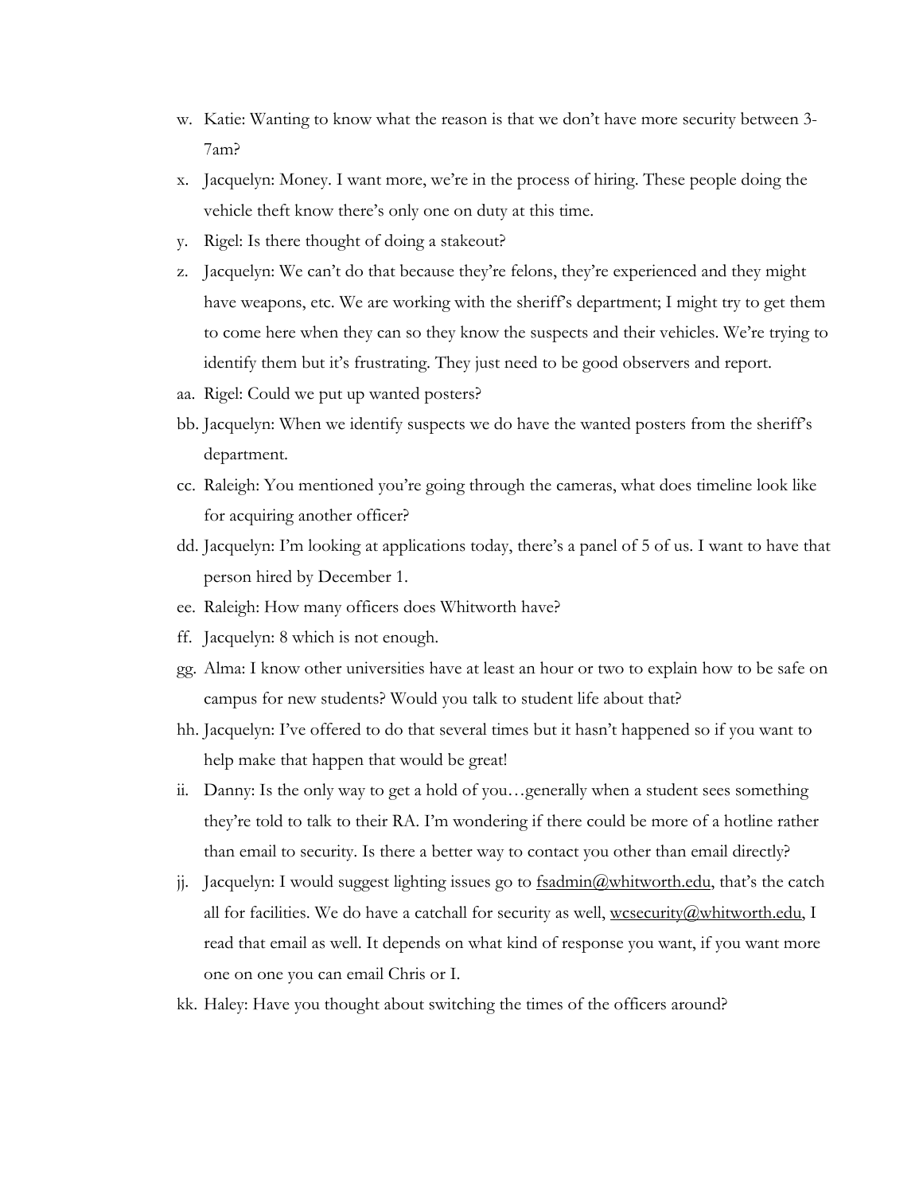w. Katie: Wanting to know what the reason is that we don't have more security between 3-7am?

x. Jacquelyn: Money. I want more, we're in the process of hiring. These people doing the vehicle theft know there's only one on duty at this time.

y. Rigel: Is there thought of doing a stakeout?

z. Jacquelyn: We can't do that because they're felons, they're experienced and they might have weapons, etc. We are working with the sheriff's department; I might try to get them to come here when they can so they know the suspects and their vehicles. We're trying to identify them but it's frustrating. They just need to be good observers and report.

aa. Rigel: Could we put up wanted posters?

bb. Jacquelyn: When we identify suspects we do have the wanted posters from the sheriff's department.

cc. Raleigh: You mentioned you're going through the cameras, what does timeline look like for acquiring another officer?

dd. Jacquelyn: I'm looking at applications today, there's a panel of 5 of us. I want to have that person hired by December 1.

ee. Raleigh: How many officers does Whitworth have?

ff. Jacquelyn: 8 which is not enough.

gg. Alma: I know other universities have at least an hour or two to explain how to be safe on campus for new students? Would you talk to student life about that?

hh. Jacquelyn: I've offered to do that several times but it hasn't happened so if you want to help make that happen that would be great!

ii. Danny: Is the only way to get a hold of you…generally when a student sees something they're told to talk to their RA. I'm wondering if there could be more of a hotline rather than email to security. Is there a better way to contact you other than email directly?

jj. Jacquelyn: I would suggest lighting issues go to fsadmin@whitworth.edu, that's the catch all for facilities. We do have a catchall for security as well, wcsecurity@whitworth.edu, I read that email as well. It depends on what kind of response you want, if you want more one on one you can email Chris or I.

kk. Haley: Have you thought about switching the times of the officers around?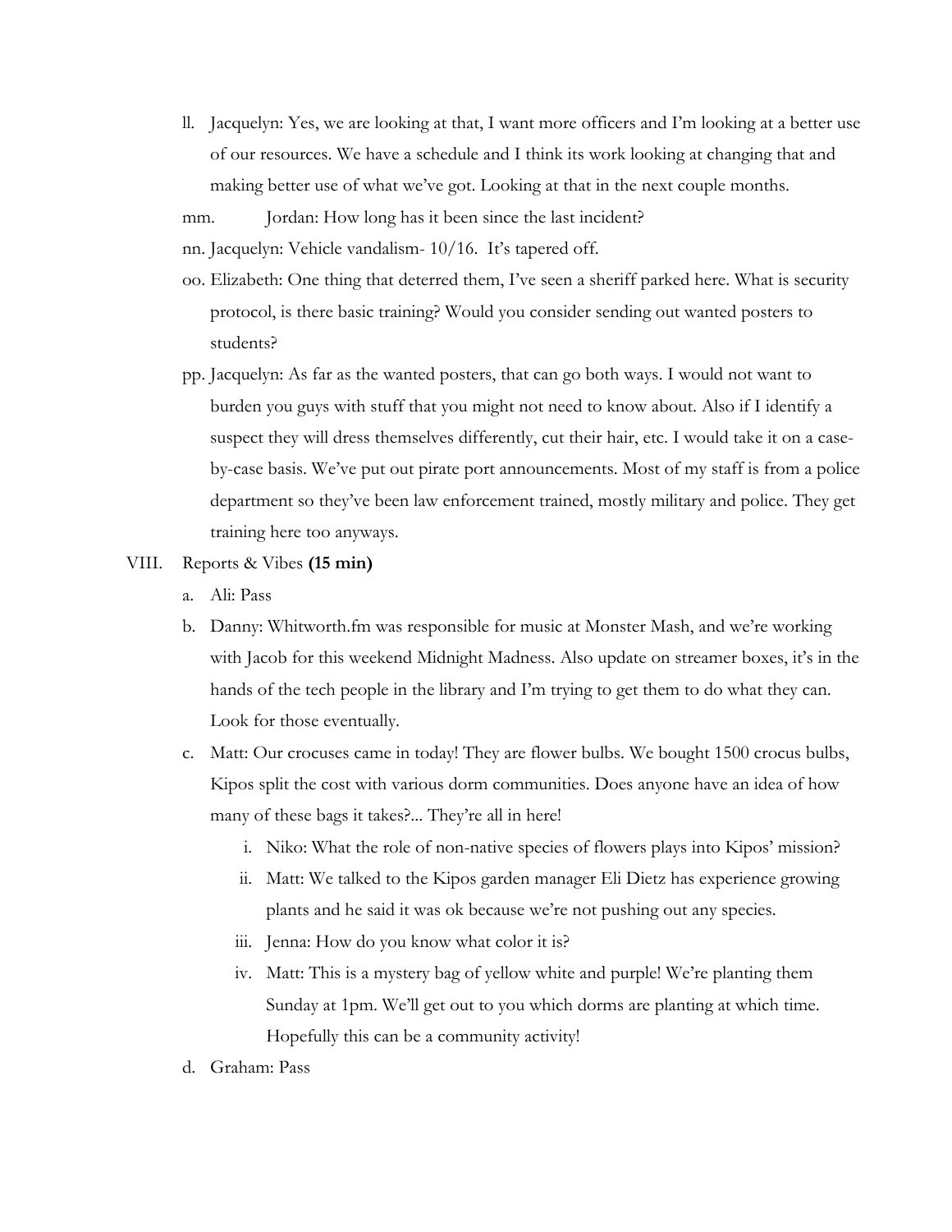ll. Jacquelyn: Yes, we are looking at that, I want more officers and I'm looking at a better use of our resources. We have a schedule and I think its work looking at changing that and making better use of what we've got. Looking at that in the next couple months.

mm. Jordan: How long has it been since the last incident?

nn. Jacquelyn: Vehicle vandalism- 10/16. It's tapered off.

oo. Elizabeth: One thing that deterred them, I've seen a sheriff parked here. What is security protocol, is there basic training? Would you consider sending out wanted posters to students?

pp. Jacquelyn: As far as the wanted posters, that can go both ways. I would not want to burden you guys with stuff that you might not need to know about. Also if I identify a suspect they will dress themselves differently, cut their hair, etc. I would take it on a case-by-case basis. We've put out pirate port announcements. Most of my staff is from a police department so they've been law enforcement trained, mostly military and police. They get training here too anyways.

VIII. Reports & Vibes **(15 min)**

a. Ali: Pass

b. Danny: Whitworth.fm was responsible for music at Monster Mash, and we're working with Jacob for this weekend Midnight Madness. Also update on streamer boxes, it's in the hands of the tech people in the library and I'm trying to get them to do what they can. Look for those eventually.

c. Matt: Our crocuses came in today! They are flower bulbs. We bought 1500 crocus bulbs, Kipos split the cost with various dorm communities. Does anyone have an idea of how many of these bags it takes?... They're all in here!

   i. Niko: What the role of non-native species of flowers plays into Kipos' mission?

   ii. Matt: We talked to the Kipos garden manager Eli Dietz has experience growing plants and he said it was ok because we're not pushing out any species.

   iii. Jenna: How do you know what color it is?

   iv. Matt: This is a mystery bag of yellow white and purple! We're planting them Sunday at 1pm. We'll get out to you which dorms are planting at which time. Hopefully this can be a community activity!

d. Graham: Pass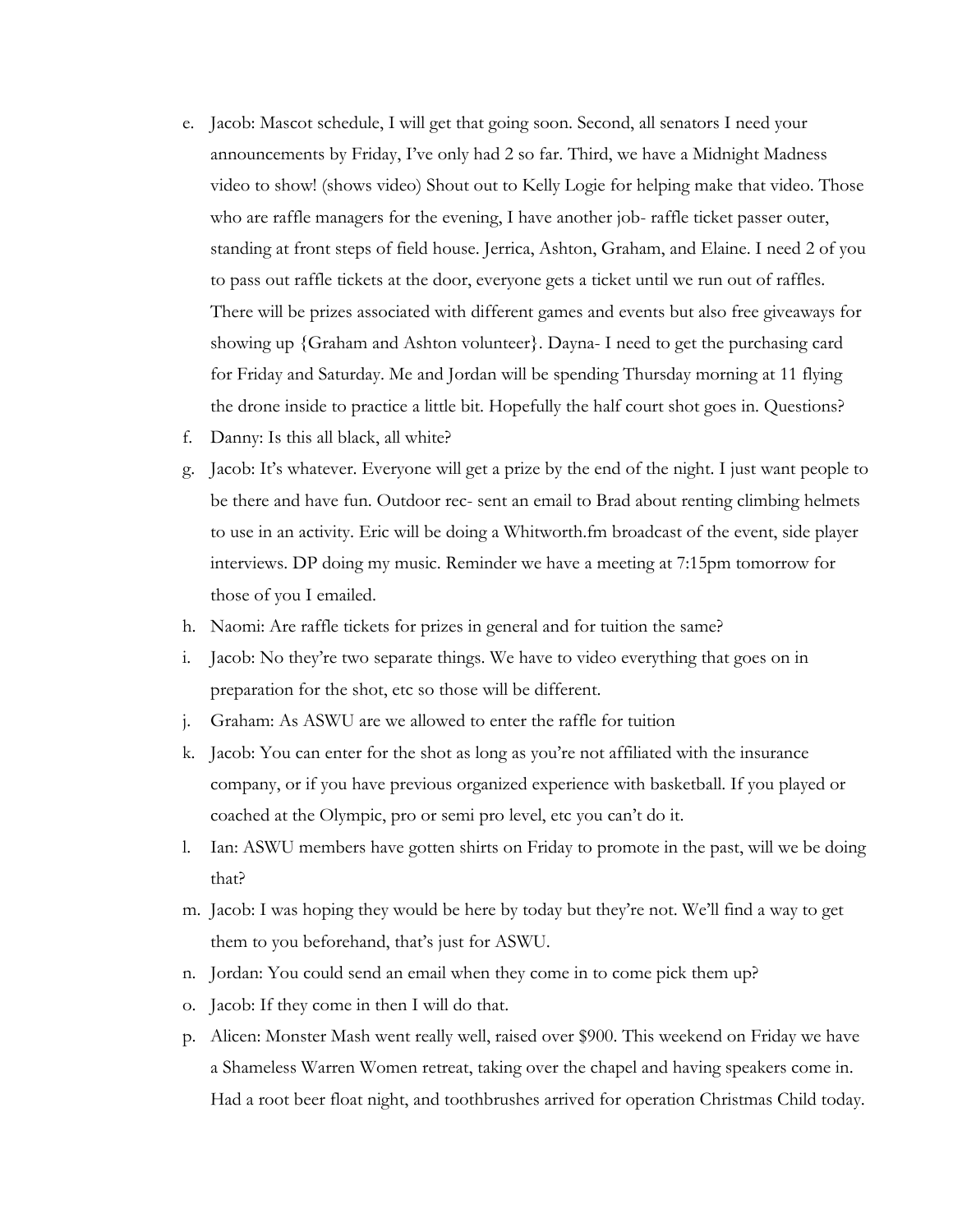e. Jacob: Mascot schedule, I will get that going soon. Second, all senators I need your announcements by Friday, I've only had 2 so far. Third, we have a Midnight Madness video to show! (shows video) Shout out to Kelly Logie for helping make that video. Those who are raffle managers for the evening, I have another job- raffle ticket passer outer, standing at front steps of field house. Jerrica, Ashton, Graham, and Elaine. I need 2 of you to pass out raffle tickets at the door, everyone gets a ticket until we run out of raffles. There will be prizes associated with different games and events but also free giveaways for showing up {Graham and Ashton volunteer}. Dayna- I need to get the purchasing card for Friday and Saturday. Me and Jordan will be spending Thursday morning at 11 flying the drone inside to practice a little bit. Hopefully the half court shot goes in. Questions?

f. Danny: Is this all black, all white?

g. Jacob: It's whatever. Everyone will get a prize by the end of the night. I just want people to be there and have fun. Outdoor rec- sent an email to Brad about renting climbing helmets to use in an activity. Eric will be doing a Whitworth.fm broadcast of the event, side player interviews. DP doing my music. Reminder we have a meeting at 7:15pm tomorrow for those of you I emailed.

h. Naomi: Are raffle tickets for prizes in general and for tuition the same?

i. Jacob: No they're two separate things. We have to video everything that goes on in preparation for the shot, etc so those will be different.

j. Graham: As ASWU are we allowed to enter the raffle for tuition

k. Jacob: You can enter for the shot as long as you're not affiliated with the insurance company, or if you have previous organized experience with basketball. If you played or coached at the Olympic, pro or semi pro level, etc you can't do it.

l. Ian: ASWU members have gotten shirts on Friday to promote in the past, will we be doing that?

m. Jacob: I was hoping they would be here by today but they're not. We'll find a way to get them to you beforehand, that's just for ASWU.

n. Jordan: You could send an email when they come in to come pick them up?

o. Jacob: If they come in then I will do that.

p. Alicen: Monster Mash went really well, raised over $900. This weekend on Friday we have a Shameless Warren Women retreat, taking over the chapel and having speakers come in. Had a root beer float night, and toothbrushes arrived for operation Christmas Child today.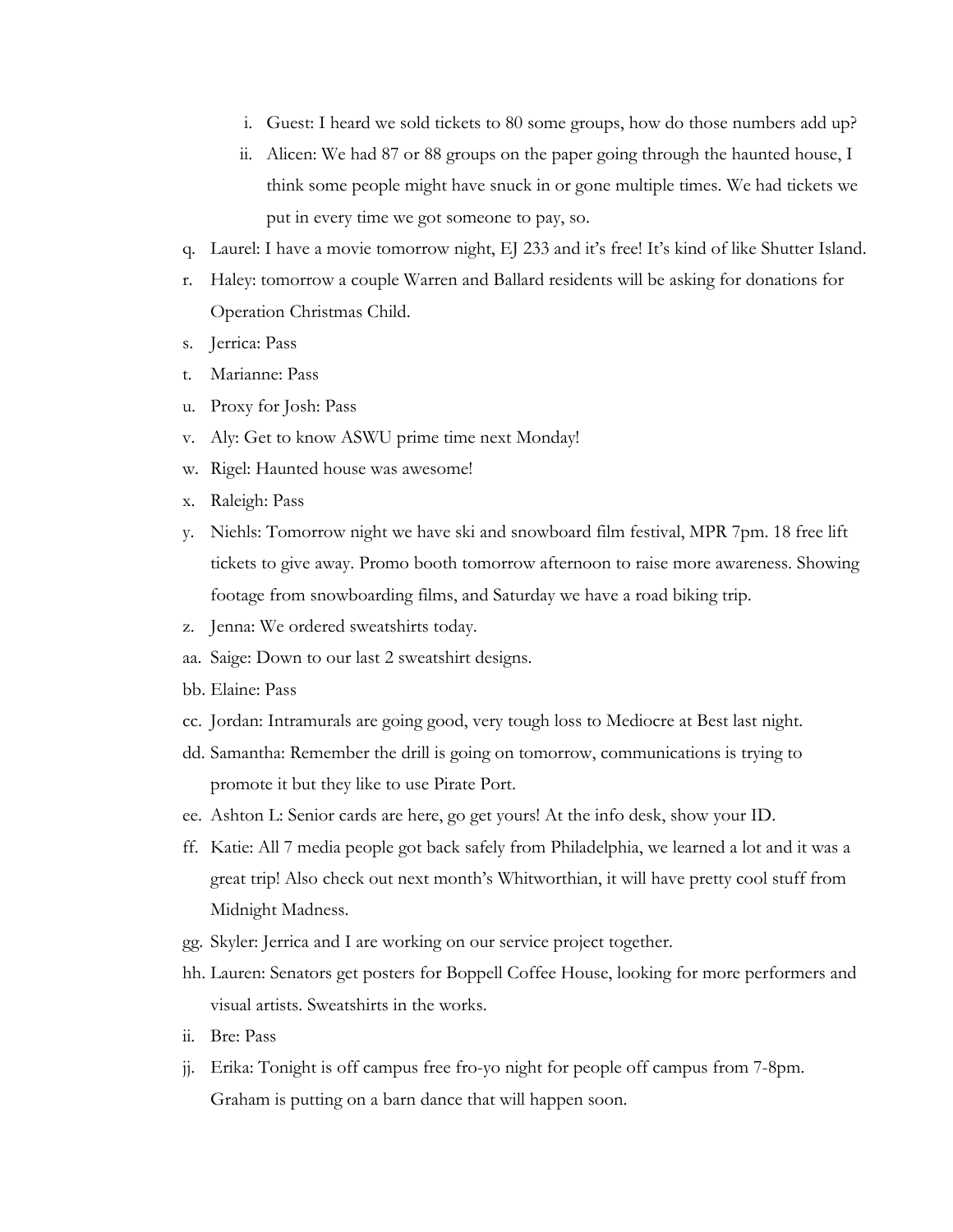i. Guest: I heard we sold tickets to 80 some groups, how do those numbers add up?
    ii. Alicen: We had 87 or 88 groups on the paper going through the haunted house, I think some people might have snuck in or gone multiple times. We had tickets we put in every time we got someone to pay, so.

q. Laurel: I have a movie tomorrow night, EJ 233 and it's free! It's kind of like Shutter Island.
r. Haley: tomorrow a couple Warren and Ballard residents will be asking for donations for Operation Christmas Child.
s. Jerrica: Pass
t. Marianne: Pass
u. Proxy for Josh: Pass
v. Aly: Get to know ASWU prime time next Monday!
w. Rigel: Haunted house was awesome!
x. Raleigh: Pass
y. Niehls: Tomorrow night we have ski and snowboard film festival, MPR 7pm. 18 free lift tickets to give away. Promo booth tomorrow afternoon to raise more awareness. Showing footage from snowboarding films, and Saturday we have a road biking trip.
z. Jenna: We ordered sweatshirts today.
aa. Saige: Down to our last 2 sweatshirt designs.
bb. Elaine: Pass
cc. Jordan: Intramurals are going good, very tough loss to Mediocre at Best last night.
dd. Samantha: Remember the drill is going on tomorrow, communications is trying to promote it but they like to use Pirate Port.
ee. Ashton L: Senior cards are here, go get yours! At the info desk, show your ID.
ff. Katie: All 7 media people got back safely from Philadelphia, we learned a lot and it was a great trip! Also check out next month's Whitworthian, it will have pretty cool stuff from Midnight Madness.
gg. Skyler: Jerrica and I are working on our service project together.
hh. Lauren: Senators get posters for Boppell Coffee House, looking for more performers and visual artists. Sweatshirts in the works.
ii. Bre: Pass
jj. Erika: Tonight is off campus free fro-yo night for people off campus from 7-8pm. Graham is putting on a barn dance that will happen soon.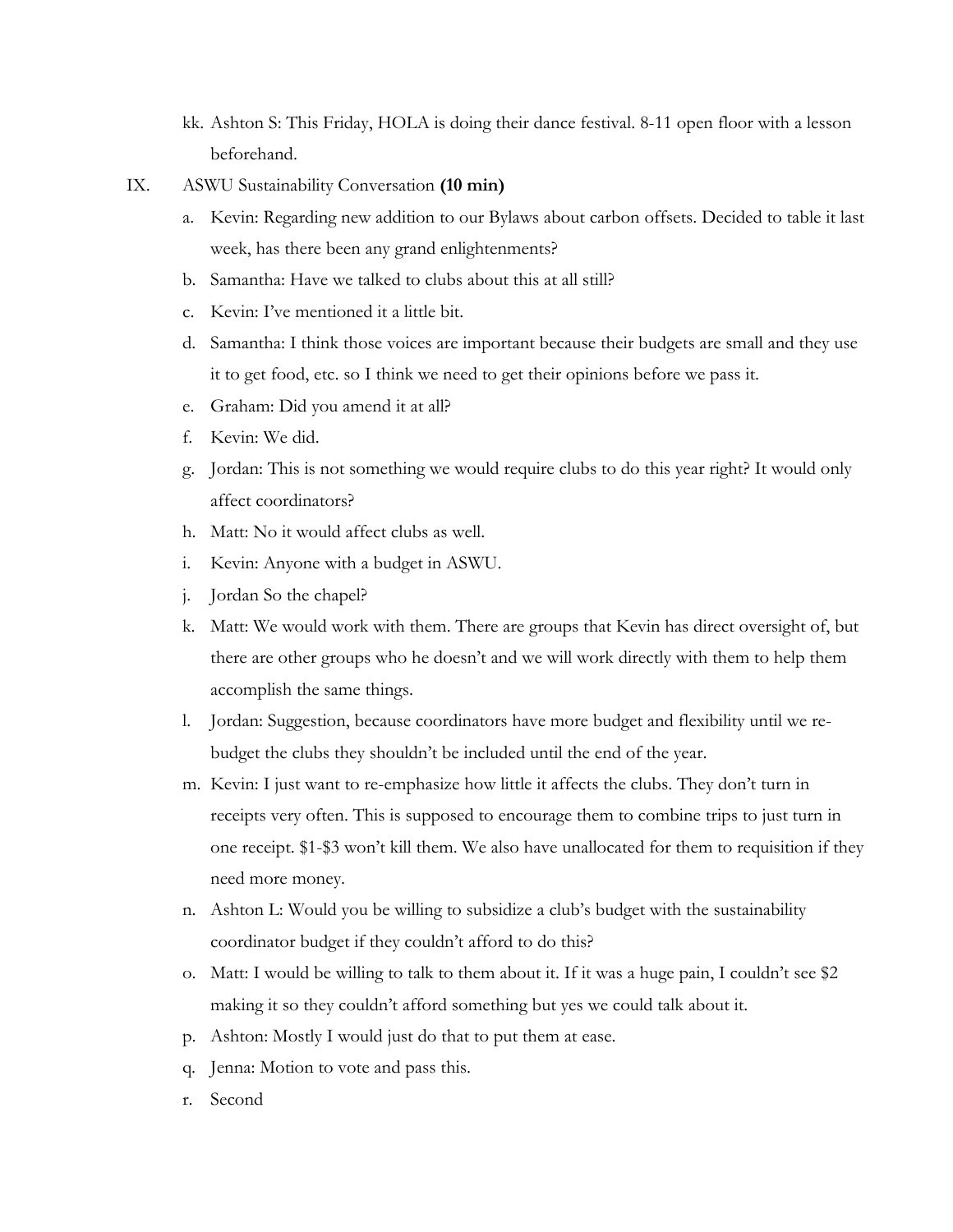kk. Ashton S: This Friday, HOLA is doing their dance festival. 8-11 open floor with a lesson beforehand.

IX. ASWU Sustainability Conversation **(10 min)**

a. Kevin: Regarding new addition to our Bylaws about carbon offsets. Decided to table it last week, has there been any grand enlightenments?

b. Samantha: Have we talked to clubs about this at all still?

c. Kevin: I've mentioned it a little bit.

d. Samantha: I think those voices are important because their budgets are small and they use it to get food, etc. so I think we need to get their opinions before we pass it.

e. Graham: Did you amend it at all?

f. Kevin: We did.

g. Jordan: This is not something we would require clubs to do this year right? It would only affect coordinators?

h. Matt: No it would affect clubs as well.

i. Kevin: Anyone with a budget in ASWU.

j. Jordan So the chapel?

k. Matt: We would work with them. There are groups that Kevin has direct oversight of, but there are other groups who he doesn't and we will work directly with them to help them accomplish the same things.

l. Jordan: Suggestion, because coordinators have more budget and flexibility until we re-budget the clubs they shouldn't be included until the end of the year.

m. Kevin: I just want to re-emphasize how little it affects the clubs. They don't turn in receipts very often. This is supposed to encourage them to combine trips to just turn in one receipt. $1-$3 won't kill them. We also have unallocated for them to requisition if they need more money.

n. Ashton L: Would you be willing to subsidize a club's budget with the sustainability coordinator budget if they couldn't afford to do this?

o. Matt: I would be willing to talk to them about it. If it was a huge pain, I couldn't see $2 making it so they couldn't afford something but yes we could talk about it.

p. Ashton: Mostly I would just do that to put them at ease.

q. Jenna: Motion to vote and pass this.

r. Second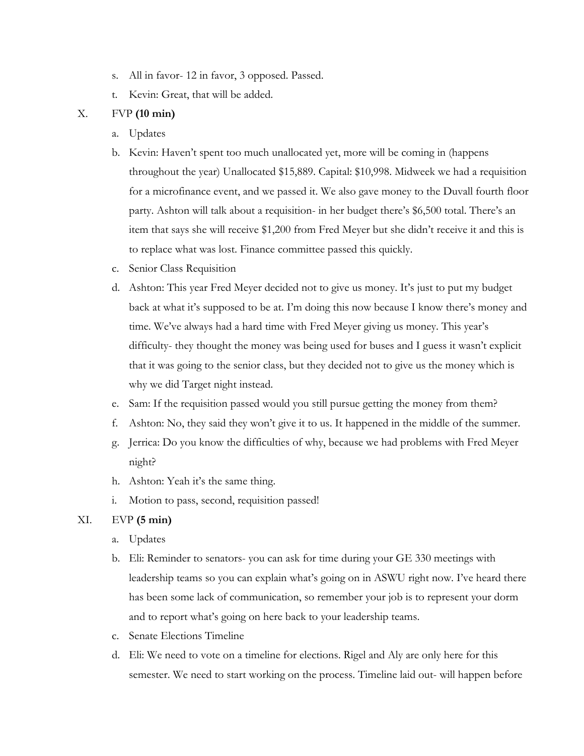s. All in favor- 12 in favor, 3 opposed. Passed.

t. Kevin: Great, that will be added.

X. FVP **(10 min)**

a. Updates

b. Kevin: Haven't spent too much unallocated yet, more will be coming in (happens throughout the year) Unallocated $15,889. Capital: $10,998. Midweek we had a requisition for a microfinance event, and we passed it. We also gave money to the Duvall fourth floor party. Ashton will talk about a requisition- in her budget there's $6,500 total. There's an item that says she will receive $1,200 from Fred Meyer but she didn't receive it and this is to replace what was lost. Finance committee passed this quickly.

c. Senior Class Requisition

d. Ashton: This year Fred Meyer decided not to give us money. It's just to put my budget back at what it's supposed to be at. I'm doing this now because I know there's money and time. We've always had a hard time with Fred Meyer giving us money. This year's difficulty- they thought the money was being used for buses and I guess it wasn't explicit that it was going to the senior class, but they decided not to give us the money which is why we did Target night instead.

e. Sam: If the requisition passed would you still pursue getting the money from them?

f. Ashton: No, they said they won't give it to us. It happened in the middle of the summer.

g. Jerrica: Do you know the difficulties of why, because we had problems with Fred Meyer night?

h. Ashton: Yeah it's the same thing.

i. Motion to pass, second, requisition passed!

XI. EVP **(5 min)**

a. Updates

b. Eli: Reminder to senators- you can ask for time during your GE 330 meetings with leadership teams so you can explain what's going on in ASWU right now. I've heard there has been some lack of communication, so remember your job is to represent your dorm and to report what's going on here back to your leadership teams.

c. Senate Elections Timeline

d. Eli: We need to vote on a timeline for elections. Rigel and Aly are only here for this semester. We need to start working on the process. Timeline laid out- will happen before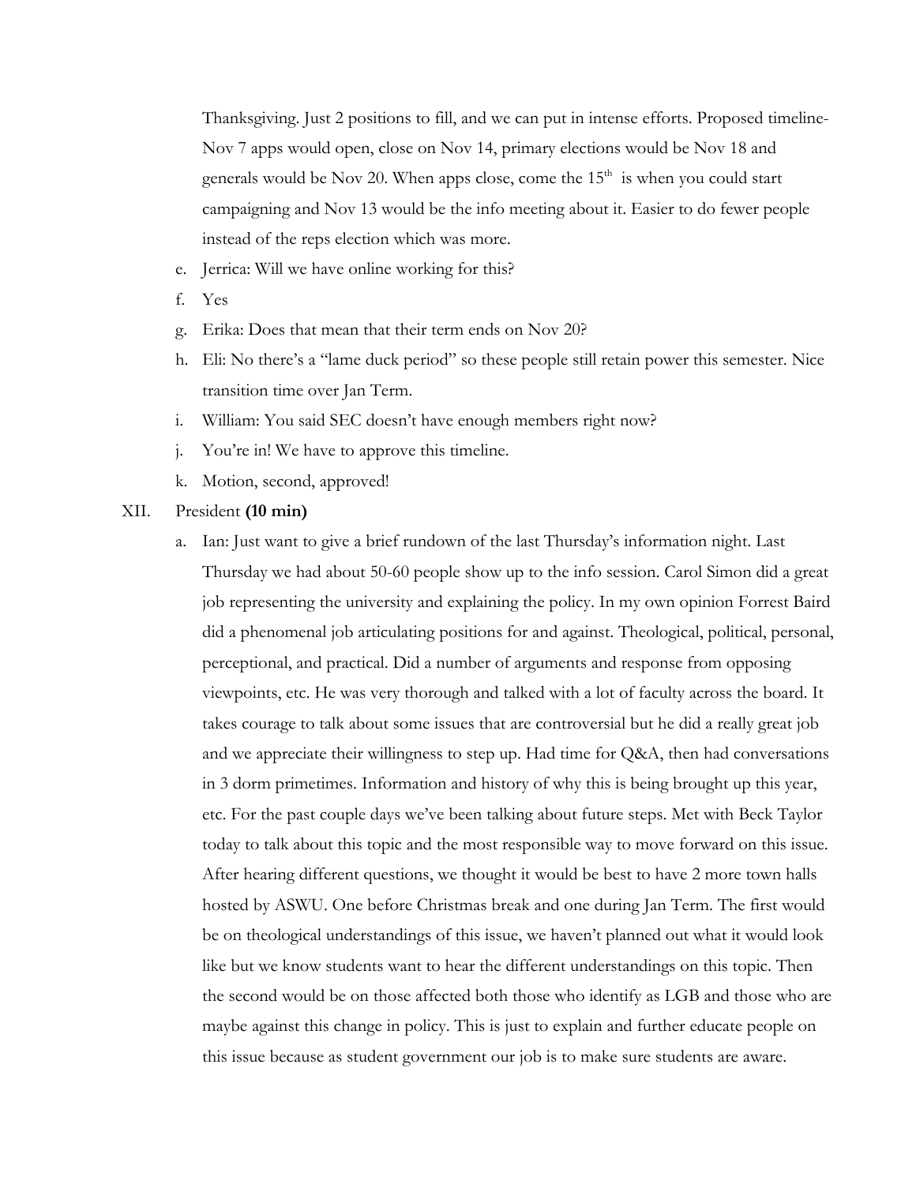Thanksgiving. Just 2 positions to fill, and we can put in intense efforts. Proposed timeline- Nov 7 apps would open, close on Nov 14, primary elections would be Nov 18 and generals would be Nov 20. When apps close, come the 15th is when you could start campaigning and Nov 13 would be the info meeting about it. Easier to do fewer people instead of the reps election which was more.

e. Jerrica: Will we have online working for this?

f. Yes

g. Erika: Does that mean that their term ends on Nov 20?

h. Eli: No there's a "lame duck period" so these people still retain power this semester. Nice transition time over Jan Term.

i. William: You said SEC doesn't have enough members right now?

j. You're in! We have to approve this timeline.

k. Motion, second, approved!

XII. President **(10 min)**

a. Ian: Just want to give a brief rundown of the last Thursday's information night. Last Thursday we had about 50-60 people show up to the info session. Carol Simon did a great job representing the university and explaining the policy. In my own opinion Forrest Baird did a phenomenal job articulating positions for and against. Theological, political, personal, perceptional, and practical. Did a number of arguments and response from opposing viewpoints, etc. He was very thorough and talked with a lot of faculty across the board. It takes courage to talk about some issues that are controversial but he did a really great job and we appreciate their willingness to step up. Had time for Q&A, then had conversations in 3 dorm primetimes. Information and history of why this is being brought up this year, etc. For the past couple days we've been talking about future steps. Met with Beck Taylor today to talk about this topic and the most responsible way to move forward on this issue. After hearing different questions, we thought it would be best to have 2 more town halls hosted by ASWU. One before Christmas break and one during Jan Term. The first would be on theological understandings of this issue, we haven't planned out what it would look like but we know students want to hear the different understandings on this topic. Then the second would be on those affected both those who identify as LGB and those who are maybe against this change in policy. This is just to explain and further educate people on this issue because as student government our job is to make sure students are aware.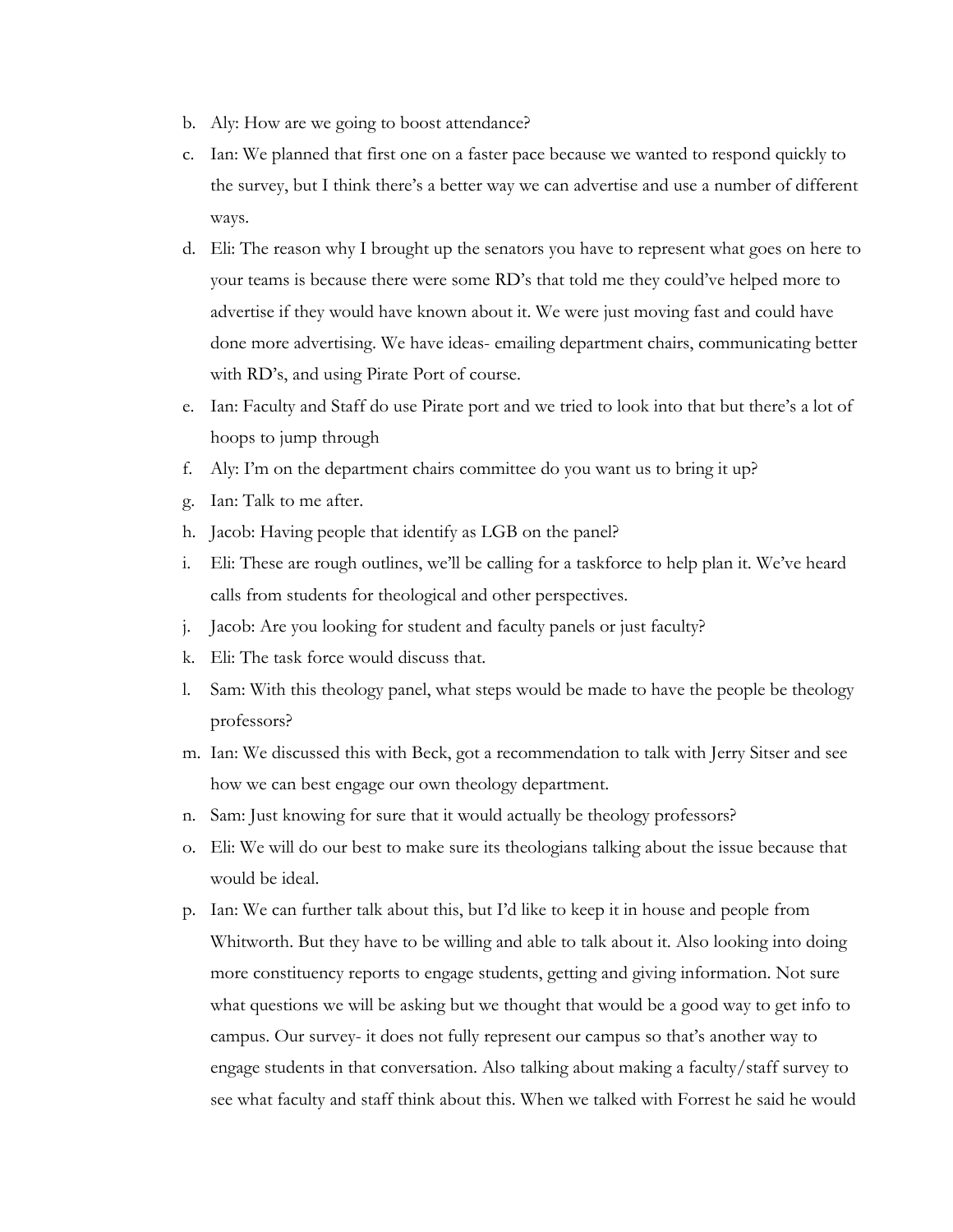b. Aly: How are we going to boost attendance?
c. Ian: We planned that first one on a faster pace because we wanted to respond quickly to the survey, but I think there's a better way we can advertise and use a number of different ways.
d. Eli: The reason why I brought up the senators you have to represent what goes on here to your teams is because there were some RD's that told me they could've helped more to advertise if they would have known about it. We were just moving fast and could have done more advertising. We have ideas- emailing department chairs, communicating better with RD's, and using Pirate Port of course.
e. Ian: Faculty and Staff do use Pirate port and we tried to look into that but there's a lot of hoops to jump through
f. Aly: I'm on the department chairs committee do you want us to bring it up?
g. Ian: Talk to me after.
h. Jacob: Having people that identify as LGB on the panel?
i. Eli: These are rough outlines, we'll be calling for a taskforce to help plan it. We've heard calls from students for theological and other perspectives.
j. Jacob: Are you looking for student and faculty panels or just faculty?
k. Eli: The task force would discuss that.
l. Sam: With this theology panel, what steps would be made to have the people be theology professors?
m. Ian: We discussed this with Beck, got a recommendation to talk with Jerry Sitser and see how we can best engage our own theology department.
n. Sam: Just knowing for sure that it would actually be theology professors?
o. Eli: We will do our best to make sure its theologians talking about the issue because that would be ideal.
p. Ian: We can further talk about this, but I'd like to keep it in house and people from Whitworth. But they have to be willing and able to talk about it. Also looking into doing more constituency reports to engage students, getting and giving information. Not sure what questions we will be asking but we thought that would be a good way to get info to campus. Our survey- it does not fully represent our campus so that's another way to engage students in that conversation. Also talking about making a faculty/staff survey to see what faculty and staff think about this. When we talked with Forrest he said he would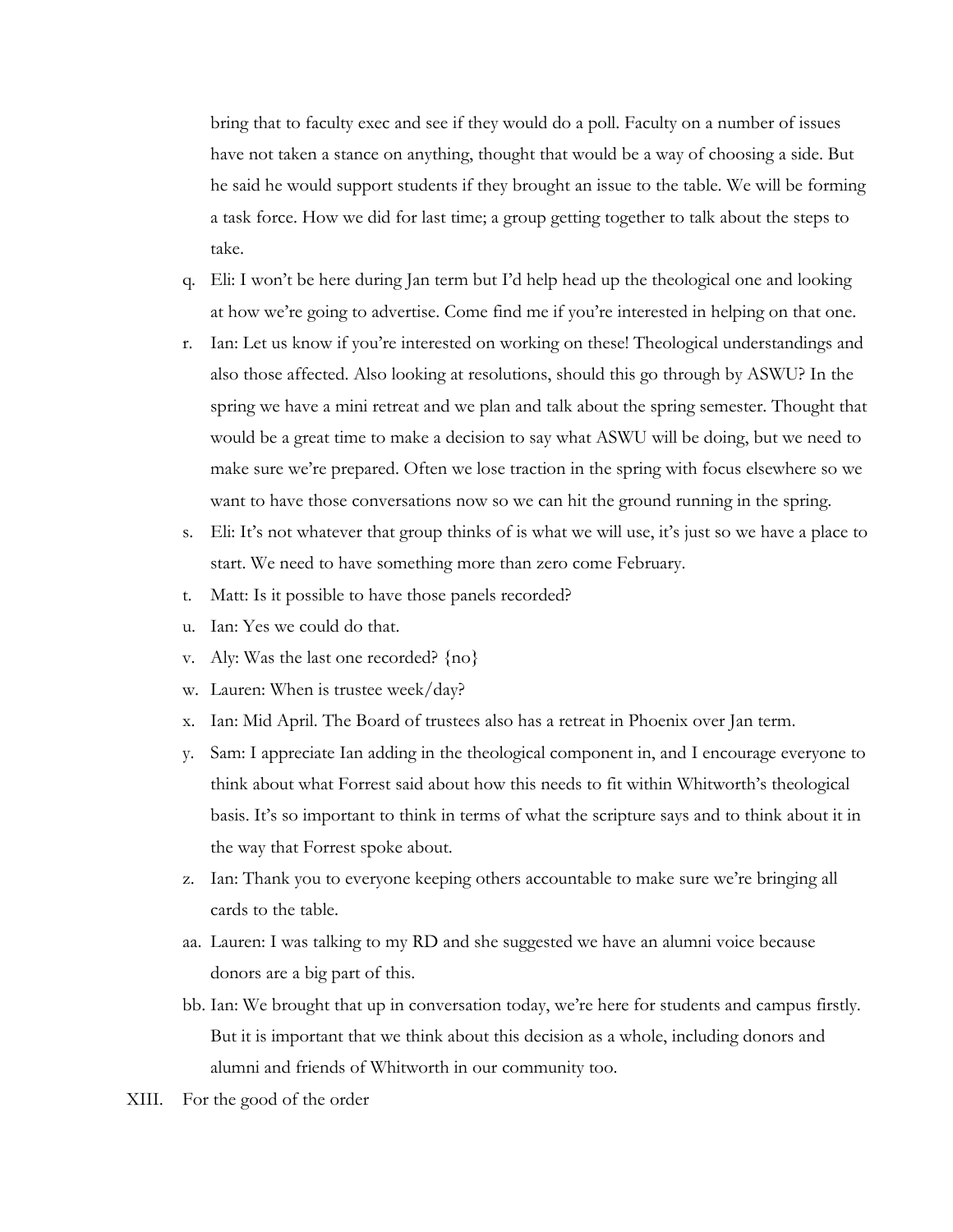bring that to faculty exec and see if they would do a poll. Faculty on a number of issues have not taken a stance on anything, thought that would be a way of choosing a side. But he said he would support students if they brought an issue to the table. We will be forming a task force. How we did for last time; a group getting together to talk about the steps to take.

q. Eli: I won't be here during Jan term but I'd help head up the theological one and looking at how we're going to advertise. Come find me if you're interested in helping on that one.

r. Ian: Let us know if you're interested on working on these! Theological understandings and also those affected. Also looking at resolutions, should this go through by ASWU? In the spring we have a mini retreat and we plan and talk about the spring semester. Thought that would be a great time to make a decision to say what ASWU will be doing, but we need to make sure we're prepared. Often we lose traction in the spring with focus elsewhere so we want to have those conversations now so we can hit the ground running in the spring.

s. Eli: It's not whatever that group thinks of is what we will use, it's just so we have a place to start. We need to have something more than zero come February.

t. Matt: Is it possible to have those panels recorded?

u. Ian: Yes we could do that.

v. Aly: Was the last one recorded? {no}

w. Lauren: When is trustee week/day?

x. Ian: Mid April. The Board of trustees also has a retreat in Phoenix over Jan term.

y. Sam: I appreciate Ian adding in the theological component in, and I encourage everyone to think about what Forrest said about how this needs to fit within Whitworth's theological basis. It's so important to think in terms of what the scripture says and to think about it in the way that Forrest spoke about.

z. Ian: Thank you to everyone keeping others accountable to make sure we're bringing all cards to the table.

aa. Lauren: I was talking to my RD and she suggested we have an alumni voice because donors are a big part of this.

bb. Ian: We brought that up in conversation today, we're here for students and campus firstly. But it is important that we think about this decision as a whole, including donors and alumni and friends of Whitworth in our community too.

XIII. For the good of the order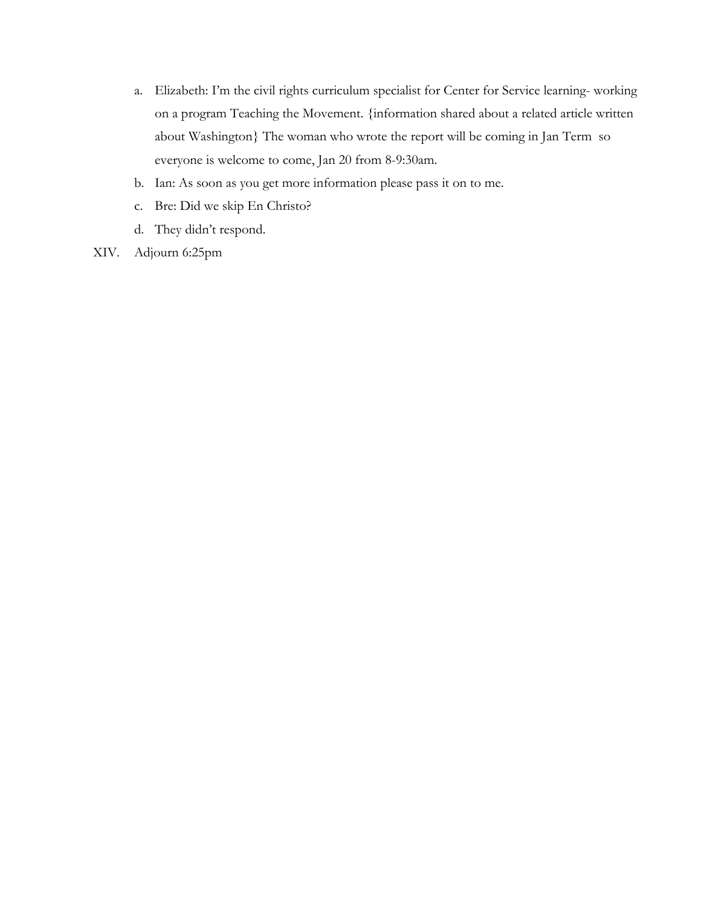a. Elizabeth: I'm the civil rights curriculum specialist for Center for Service learning- working on a program Teaching the Movement. {information shared about a related article written about Washington} The woman who wrote the report will be coming in Jan Term so everyone is welcome to come, Jan 20 from 8-9:30am.
b. Ian: As soon as you get more information please pass it on to me.
c. Bre: Did we skip En Christo?
d. They didn't respond.

XIV. Adjourn 6:25pm